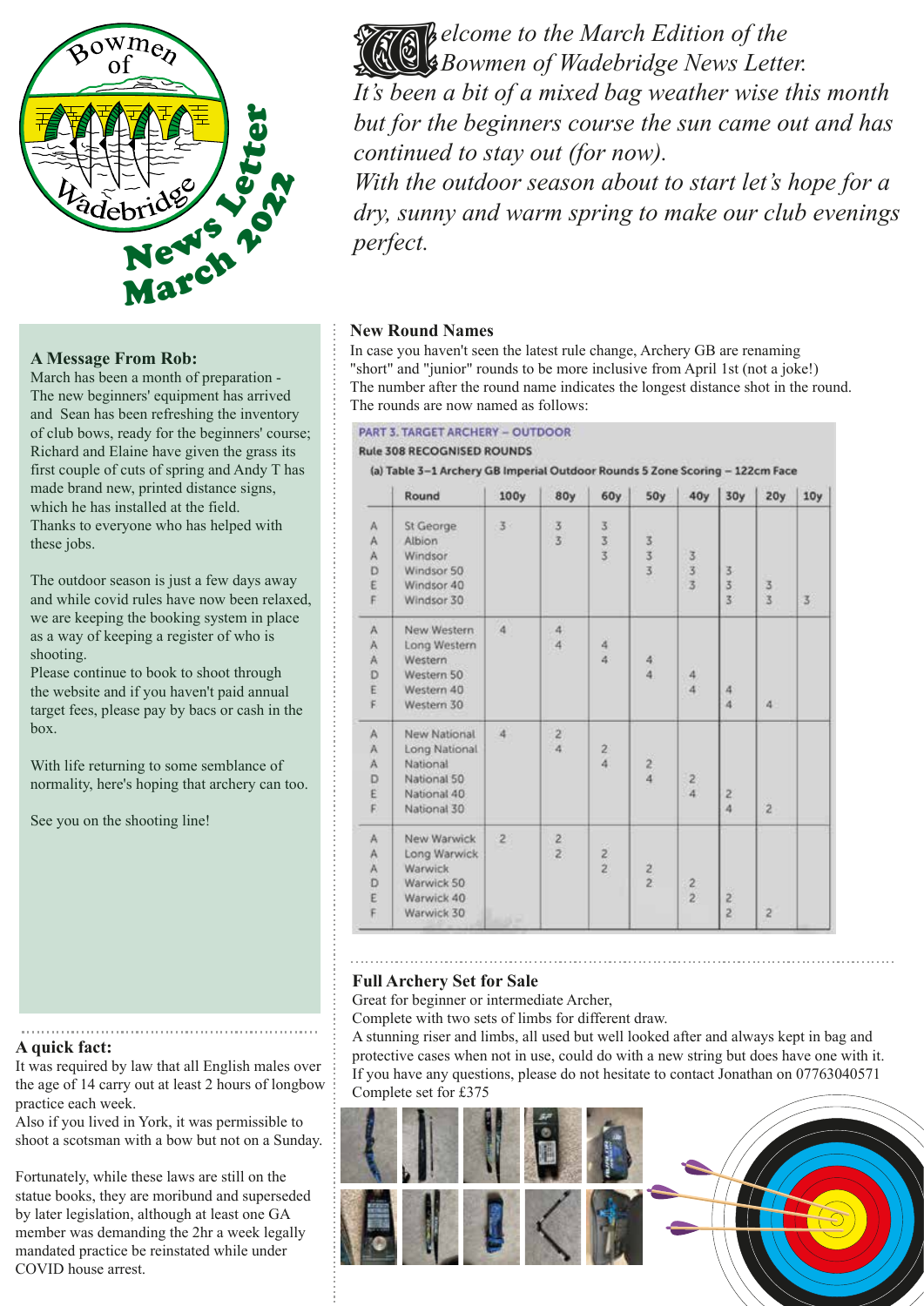# Bowmen of Wadebridge News Letter March 2022

*Welcome to the March Edition of the Bowmen of Wadebridge News Letter.*
*It's been a bit of a mixed bag weather wise this month but for the beginners course the sun came out and has continued to stay out (for now).*
*With the outdoor season about to start let's hope for a dry, sunny and warm spring to make our club evenings perfect.*

### A Message From Rob:

March has been a month of preparation - The new beginners' equipment has arrived and Sean has been refreshing the inventory of club bows, ready for the beginners' course; Richard and Elaine have given the grass its first couple of cuts of spring and Andy T has made brand new, printed distance signs, which he has installed at the field.
Thanks to everyone who has helped with these jobs.

The outdoor season is just a few days away and while covid rules have now been relaxed, we are keeping the booking system in place as a way of keeping a register of who is shooting.
Please continue to book to shoot through the website and if you haven't paid annual target fees, please pay by bacs or cash in the box.

With life returning to some semblance of normality, here's hoping that archery can too.

See you on the shooting line!

### A quick fact:

It was required by law that all English males over the age of 14 carry out at least 2 hours of longbow practice each week.
Also if you lived in York, it was permissible to shoot a scotsman with a bow but not on a Sunday.

Fortunately, while these laws are still on the statue books, they are moribund and superseded by later legislation, although at least one GA member was demanding the 2hr a week legally mandated practice be reinstated while under COVID house arrest.

### New Round Names

In case you haven't seen the latest rule change, Archery GB are renaming "short" and "junior" rounds to be more inclusive from April 1st (not a joke!)
The number after the round name indicates the longest distance shot in the round.
The rounds are now named as follows:

PART 3. TARGET ARCHERY – OUTDOOR

**Rule 308 RECOGNISED ROUNDS**

**(a) Table 3–1 Archery GB Imperial Outdoor Rounds 5 Zone Scoring – 122cm Face**

| | Round | 100y | 80y | 60y | 50y | 40y | 30y | 20y | 10y |
|---|---|---|---|---|---|---|---|---|---|
| A | St George | 3 | 3 | 3 | | | | | |
| A | Albion | | 3 | 3 | 3 | | | | |
| A | Windsor | | | 3 | 3 | 3 | | | |
| D | Windsor 50 | | | | 3 | 3 | 3 | | |
| E | Windsor 40 | | | | | 3 | 3 | 3 | |
| F | Windsor 30 | | | | | | 3 | 3 | 3 |
| A | New Western | 4 | 4 | | | | | | |
| A | Long Western | | 4 | 4 | | | | | |
| A | Western | | | 4 | 4 | | | | |
| D | Western 50 | | | | 4 | 4 | | | |
| E | Western 40 | | | | | 4 | 4 | | |
| F | Western 30 | | | | | | 4 | 4 | |
| A | New National | 4 | 2 | | | | | | |
| A | Long National | | 4 | 2 | | | | | |
| A | National | | | 4 | 2 | | | | |
| D | National 50 | | | | 4 | 2 | | | |
| E | National 40 | | | | | 4 | 2 | | |
| F | National 30 | | | | | | 4 | 2 | |
| A | New Warwick | 2 | 2 | | | | | | |
| A | Long Warwick | | 2 | 2 | | | | | |
| A | Warwick | | | 2 | 2 | | | | |
| D | Warwick 50 | | | | 2 | 2 | | | |
| E | Warwick 40 | | | | | 2 | 2 | | |
| F | Warwick 30 | | | | | | 2 | 2 | |

### Full Archery Set for Sale

Great for beginner or intermediate Archer,
Complete with two sets of limbs for different draw.
A stunning riser and limbs, all used but well looked after and always kept in bag and protective cases when not in use, could do with a new string but does have one with it.
If you have any questions, please do not hesitate to contact Jonathan on 07763040571
Complete set for £375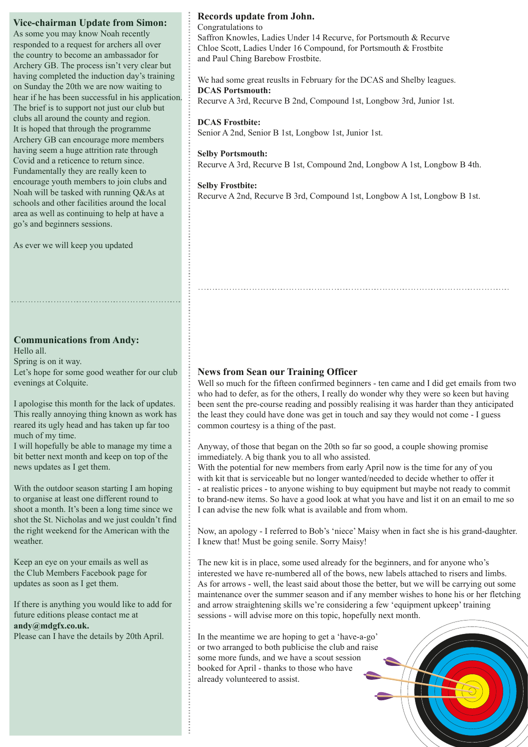## Vice-chairman Update from Simon:

As some you may know Noah recently responded to a request for archers all over the country to become an ambassador for Archery GB. The process isn't very clear but having completed the induction day's training on Sunday the 20th we are now waiting to hear if he has been successful in his application. The brief is to support not just our club but clubs all around the county and region. It is hoped that through the programme Archery GB can encourage more members having seem a huge attrition rate through Covid and a reticence to return since. Fundamentally they are really keen to encourage youth members to join clubs and Noah will be tasked with running Q&As at schools and other facilities around the local area as well as continuing to help at have a go's and beginners sessions.

As ever we will keep you updated

## Communications from Andy:

Hello all.
Spring is on it way.
Let's hope for some good weather for our club evenings at Colquite.

I apologise this month for the lack of updates. This really annoying thing known as work has reared its ugly head and has taken up far too much of my time.
I will hopefully be able to manage my time a bit better next month and keep on top of the news updates as I get them.

With the outdoor season starting I am hoping to organise at least one different round to shoot a month. It's been a long time since we shot the St. Nicholas and we just couldn't find the right weekend for the American with the weather.

Keep an eye on your emails as well as the Club Members Facebook page for updates as soon as I get them.

If there is anything you would like to add for future editions please contact me at **andy@mdgfx.co.uk.**
Please can I have the details by 20th April.

## Records update from John.

Congratulations to
Saffron Knowles, Ladies Under 14 Recurve, for Portsmouth & Recurve
Chloe Scott, Ladies Under 16 Compound, for Portsmouth & Frostbite
and Paul Ching Barebow Frostbite.

We had some great reuslts in February for the DCAS and Shelby leagues.

**DCAS Portsmouth:**
Recurve A 3rd, Recurve B 2nd, Compound 1st, Longbow 3rd, Junior 1st.

**DCAS Frostbite:**
Senior A 2nd, Senior B 1st, Longbow 1st, Junior 1st.

**Selby Portsmouth:**
Recurve A 3rd, Recurve B 1st, Compound 2nd, Longbow A 1st, Longbow B 4th.

**Selby Frostbite:**
Recurve A 2nd, Recurve B 3rd, Compound 1st, Longbow A 1st, Longbow B 1st.

## News from Sean our Training Officer

Well so much for the fifteen confirmed beginners - ten came and I did get emails from two who had to defer, as for the others, I really do wonder why they were so keen but having been sent the pre-course reading and possibly realising it was harder than they anticipated the least they could have done was get in touch and say they would not come - I guess common courtesy is a thing of the past.

Anyway, of those that began on the 20th so far so good, a couple showing promise immediately. A big thank you to all who assisted.
With the potential for new members from early April now is the time for any of you with kit that is serviceable but no longer wanted/needed to decide whether to offer it - at realistic prices - to anyone wishing to buy equipment but maybe not ready to commit to brand-new items. So have a good look at what you have and list it on an email to me so I can advise the new folk what is available and from whom.

Now, an apology - I referred to Bob's 'niece' Maisy when in fact she is his grand-daughter. I knew that! Must be going senile. Sorry Maisy!

The new kit is in place, some used already for the beginners, and for anyone who's interested we have re-numbered all of the bows, new labels attached to risers and limbs. As for arrows - well, the least said about those the better, but we will be carrying out some maintenance over the summer season and if any member wishes to hone his or her fletching and arrow straightening skills we're considering a few 'equipment upkeep' training sessions - will advise more on this topic, hopefully next month.

In the meantime we are hoping to get a 'have-a-go' or two arranged to both publicise the club and raise some more funds, and we have a scout session booked for April - thanks to those who have already volunteered to assist.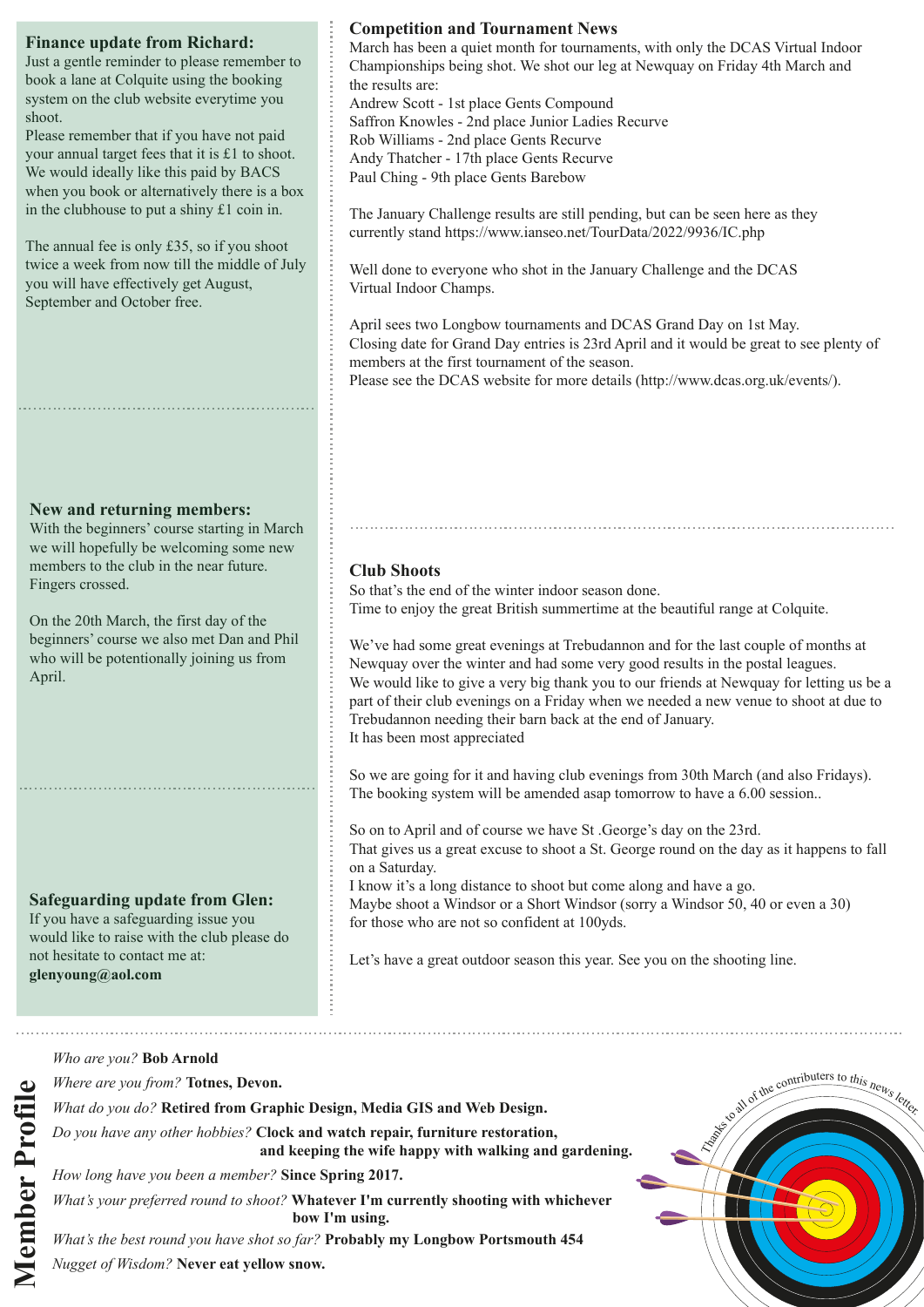## Finance update from Richard:

Just a gentle reminder to please remember to book a lane at Colquite using the booking system on the club website everytime you shoot.

Please remember that if you have not paid your annual target fees that it is £1 to shoot. We would ideally like this paid by BACS when you book or alternatively there is a box in the clubhouse to put a shiny £1 coin in.

The annual fee is only £35, so if you shoot twice a week from now till the middle of July you will have effectively get August, September and October free.

## New and returning members:

With the beginners' course starting in March we will hopefully be welcoming some new members to the club in the near future. Fingers crossed.

On the 20th March, the first day of the beginners' course we also met Dan and Phil who will be potentially joining us from April.

## Safeguarding update from Glen:

If you have a safeguarding issue you would like to raise with the club please do not hesitate to contact me at: **glenyoung@aol.com**

## Competition and Tournament News

March has been a quiet month for tournaments, with only the DCAS Virtual Indoor Championships being shot. We shot our leg at Newquay on Friday 4th March and the results are:

Andrew Scott - 1st place Gents Compound
Saffron Knowles - 2nd place Junior Ladies Recurve
Rob Williams - 2nd place Gents Recurve
Andy Thatcher - 17th place Gents Recurve
Paul Ching - 9th place Gents Barebow

The January Challenge results are still pending, but can be seen here as they currently stand https://www.ianseo.net/TourData/2022/9936/IC.php

Well done to everyone who shot in the January Challenge and the DCAS Virtual Indoor Champs.

April sees two Longbow tournaments and DCAS Grand Day on 1st May. Closing date for Grand Day entries is 23rd April and it would be great to see plenty of members at the first tournament of the season.
Please see the DCAS website for more details (http://www.dcas.org.uk/events/).

## Club Shoots

So that's the end of the winter indoor season done.
Time to enjoy the great British summertime at the beautiful range at Colquite.

We've had some great evenings at Trebudannon and for the last couple of months at Newquay over the winter and had some very good results in the postal leagues.
We would like to give a very big thank you to our friends at Newquay for letting us be a part of their club evenings on a Friday when we needed a new venue to shoot at due to Trebudannon needing their barn back at the end of January.
It has been most appreciated

So we are going for it and having club evenings from 30th March (and also Fridays). The booking system will be amended asap tomorrow to have a 6.00 session..

So on to April and of course we have St .George's day on the 23rd.
That gives us a great excuse to shoot a St. George round on the day as it happens to fall on a Saturday.
I know it's a long distance to shoot but come along and have a go.
Maybe shoot a Windsor or a Short Windsor (sorry a Windsor 50, 40 or even a 30) for those who are not so confident at 100yds.

Let's have a great outdoor season this year. See you on the shooting line.

## Member Profile

*Who are you?* **Bob Arnold**

*Where are you from?* **Totnes, Devon.**

*What do you do?* **Retired from Graphic Design, Media GIS and Web Design.**

*Do you have any other hobbies?* **Clock and watch repair, furniture restoration, and keeping the wife happy with walking and gardening.**

*How long have you been a member?* **Since Spring 2017.**

*What's your preferred round to shoot?* **Whatever I'm currently shooting with whichever bow I'm using.**

*What's the best round you have shot so far?* **Probably my Longbow Portsmouth 454**

*Nugget of Wisdom?* **Never eat yellow snow.**

Thanks to all of the contributers to this news letter.